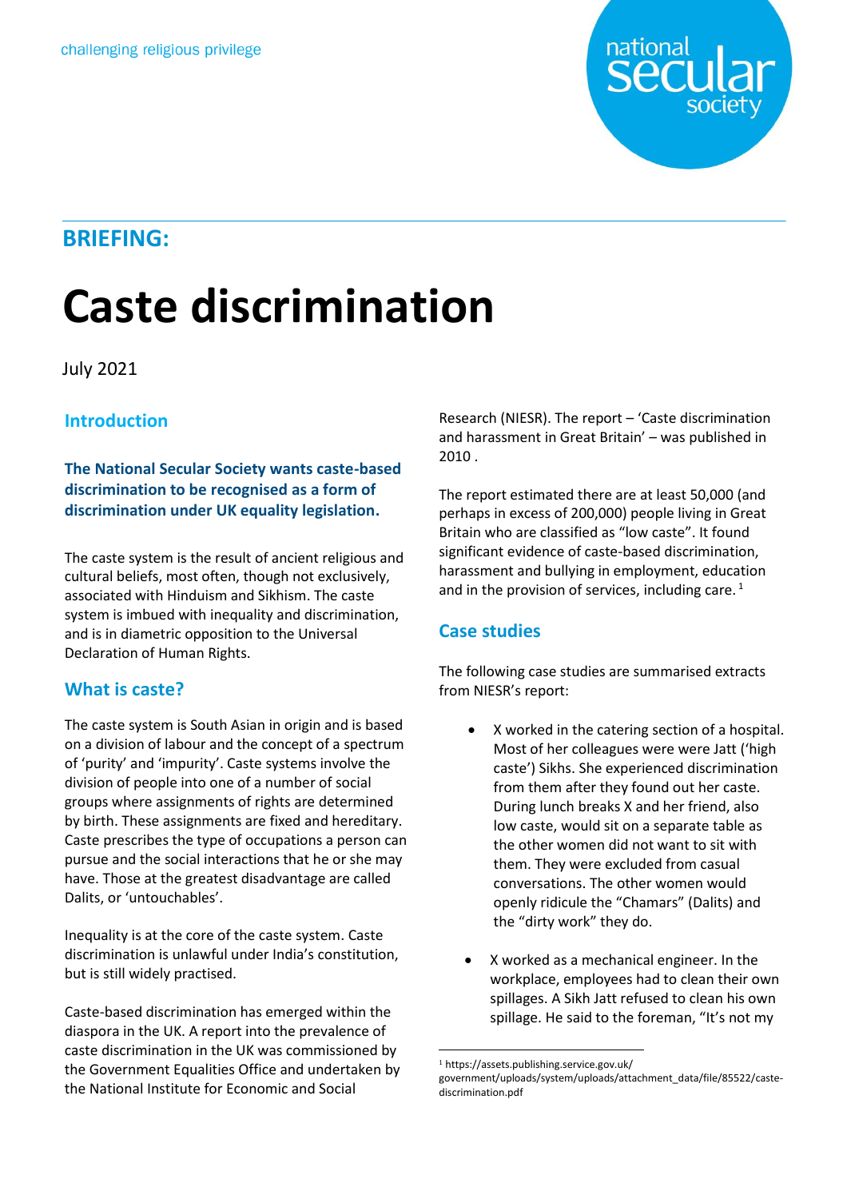challenging religious privilege

national secular society

## BRIEFING:

# Caste discrimination

July 2021

## Introduction

**The National Secular Society wants caste-based discrimination to be recognised as a form of discrimination under UK equality legislation.**

The caste system is the result of ancient religious and cultural beliefs, most often, though not exclusively, associated with Hinduism and Sikhism. The caste system is imbued with inequality and discrimination, and is in diametric opposition to the Universal Declaration of Human Rights.

## What is caste?

The caste system is South Asian in origin and is based on a division of labour and the concept of a spectrum of 'purity' and 'impurity'. Caste systems involve the division of people into one of a number of social groups where assignments of rights are determined by birth. These assignments are fixed and hereditary. Caste prescribes the type of occupations a person can pursue and the social interactions that he or she may have. Those at the greatest disadvantage are called Dalits, or 'untouchables'.

Inequality is at the core of the caste system. Caste discrimination is unlawful under India's constitution, but is still widely practised.

Caste-based discrimination has emerged within the diaspora in the UK. A report into the prevalence of caste discrimination in the UK was commissioned by the Government Equalities Office and undertaken by the National Institute for Economic and Social Research (NIESR). The report – 'Caste discrimination and harassment in Great Britain' – was published in 2010 .

The report estimated there are at least 50,000 (and perhaps in excess of 200,000) people living in Great Britain who are classified as "low caste". It found significant evidence of caste-based discrimination, harassment and bullying in employment, education and in the provision of services, including care. [1]

## Case studies

The following case studies are summarised extracts from NIESR's report:

- X worked in the catering section of a hospital. Most of her colleagues were were Jatt ('high caste') Sikhs. She experienced discrimination from them after they found out her caste. During lunch breaks X and her friend, also low caste, would sit on a separate table as the other women did not want to sit with them. They were excluded from casual conversations. The other women would openly ridicule the "Chamars" (Dalits) and the "dirty work" they do.
- X worked as a mechanical engineer. In the workplace, employees had to clean their own spillages. A Sikh Jatt refused to clean his own spillage. He said to the foreman, "It's not my

[1] https://assets.publishing.service.gov.uk/government/uploads/system/uploads/attachment_data/file/85522/caste-discrimination.pdf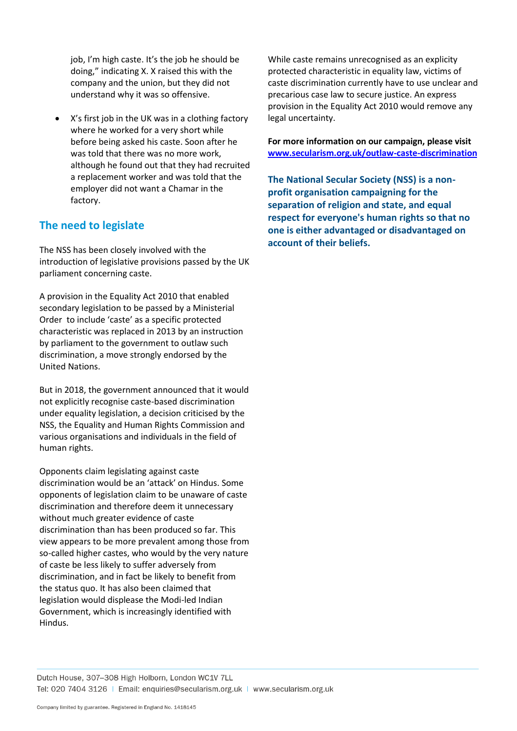job, I'm high caste. It's the job he should be doing," indicating X. X raised this with the company and the union, but they did not understand why it was so offensive.

- X's first job in the UK was in a clothing factory where he worked for a very short while before being asked his caste. Soon after he was told that there was no more work, although he found out that they had recruited a replacement worker and was told that the employer did not want a Chamar in the factory.

## The need to legislate

The NSS has been closely involved with the introduction of legislative provisions passed by the UK parliament concerning caste.

A provision in the Equality Act 2010 that enabled secondary legislation to be passed by a Ministerial Order to include 'caste' as a specific protected characteristic was replaced in 2013 by an instruction by parliament to the government to outlaw such discrimination, a move strongly endorsed by the United Nations.

But in 2018, the government announced that it would not explicitly recognise caste-based discrimination under equality legislation, a decision criticised by the NSS, the Equality and Human Rights Commission and various organisations and individuals in the field of human rights.

Opponents claim legislating against caste discrimination would be an 'attack' on Hindus. Some opponents of legislation claim to be unaware of caste discrimination and therefore deem it unnecessary without much greater evidence of caste discrimination than has been produced so far. This view appears to be more prevalent among those from so-called higher castes, who would by the very nature of caste be less likely to suffer adversely from discrimination, and in fact be likely to benefit from the status quo. It has also been claimed that legislation would displease the Modi-led Indian Government, which is increasingly identified with Hindus.

While caste remains unrecognised as an explicity protected characteristic in equality law, victims of caste discrimination currently have to use unclear and precarious case law to secure justice. An express provision in the Equality Act 2010 would remove any legal uncertainty.

**For more information on our campaign, please visit [www.secularism.org.uk/outlaw-caste-discrimination](www.secularism.org.uk/outlaw-caste-discrimination)**

**The National Secular Society (NSS) is a non-profit organisation campaigning for the separation of religion and state, and equal respect for everyone's human rights so that no one is either advantaged or disadvantaged on account of their beliefs.**

Dutch House, 307–308 High Holborn, London WC1V 7LL
Tel: 020 7404 3126 | Email: enquiries@secularism.org.uk | www.secularism.org.uk

Company limited by guarantee. Registered in England No. 1418145